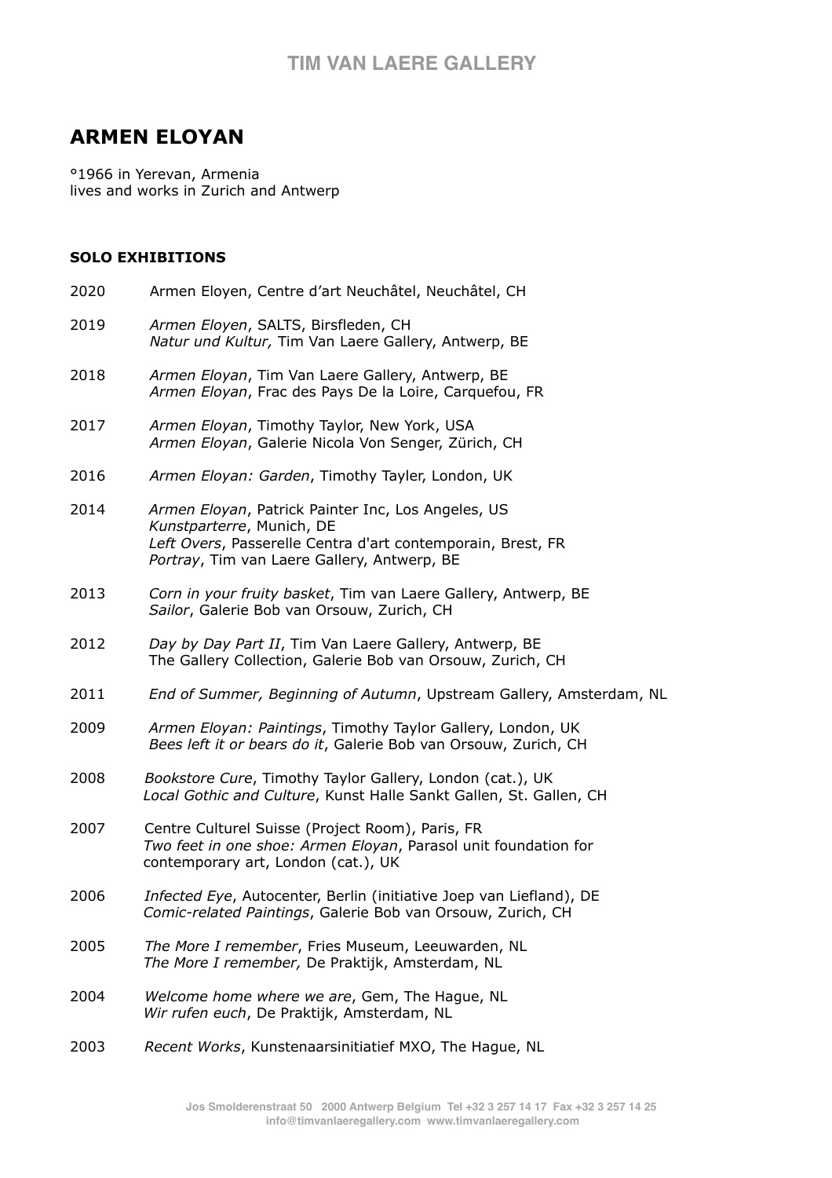# ARMEN ELOYAN

°1966 in Yerevan, Armenia
lives and works in Zurich and Antwerp

## SOLO EXHIBITIONS

2020 Armen Eloyen, Centre d'art Neuchâtel, Neuchâtel, CH

2019 *Armen Eloyen*, SALTS, Birsfleden, CH
*Natur und Kultur,* Tim Van Laere Gallery, Antwerp, BE

2018 *Armen Eloyan*, Tim Van Laere Gallery, Antwerp, BE
*Armen Eloyan*, Frac des Pays De la Loire, Carquefou, FR

2017 *Armen Eloyan*, Timothy Taylor, New York, USA
*Armen Eloyan*, Galerie Nicola Von Senger, Zürich, CH

2016 *Armen Eloyan: Garden*, Timothy Tayler, London, UK

2014 *Armen Eloyan*, Patrick Painter Inc, Los Angeles, US
*Kunstparterre*, Munich, DE
*Left Overs*, Passerelle Centra d'art contemporain, Brest, FR
*Portray*, Tim van Laere Gallery, Antwerp, BE

2013 *Corn in your fruity basket*, Tim van Laere Gallery, Antwerp, BE
*Sailor*, Galerie Bob van Orsouw, Zurich, CH

2012 *Day by Day Part II*, Tim Van Laere Gallery, Antwerp, BE
The Gallery Collection, Galerie Bob van Orsouw, Zurich, CH

2011 *End of Summer, Beginning of Autumn*, Upstream Gallery, Amsterdam, NL

2009 *Armen Eloyan: Paintings*, Timothy Taylor Gallery, London, UK
*Bees left it or bears do it*, Galerie Bob van Orsouw, Zurich, CH

2008 *Bookstore Cure*, Timothy Taylor Gallery, London (cat.), UK
*Local Gothic and Culture*, Kunst Halle Sankt Gallen, St. Gallen, CH

2007 Centre Culturel Suisse (Project Room), Paris, FR
*Two feet in one shoe: Armen Eloyan*, Parasol unit foundation for contemporary art, London (cat.), UK

2006 *Infected Eye*, Autocenter, Berlin (initiative Joep van Liefland), DE
*Comic-related Paintings*, Galerie Bob van Orsouw, Zurich, CH

2005 *The More I remember*, Fries Museum, Leeuwarden, NL
*The More I remember,* De Praktijk, Amsterdam, NL

2004 *Welcome home where we are*, Gem, The Hague, NL
*Wir rufen euch*, De Praktijk, Amsterdam, NL

2003 *Recent Works*, Kunstenaarsinitiatief MXO, The Hague, NL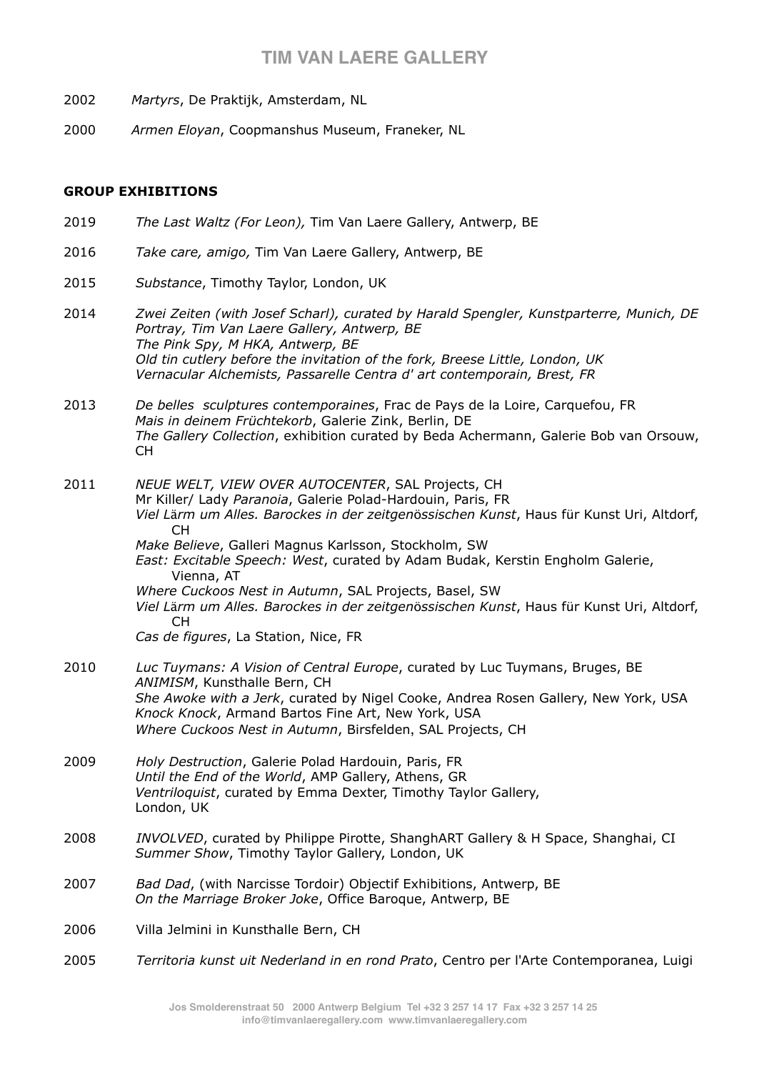2002 *Martyrs*, De Praktijk, Amsterdam, NL

2000 *Armen Eloyan*, Coopmanshus Museum, Franeker, NL

**GROUP EXHIBITIONS**

2019 *The Last Waltz (For Leon),* Tim Van Laere Gallery, Antwerp, BE

2016 *Take care, amigo,* Tim Van Laere Gallery, Antwerp, BE

2015 *Substance*, Timothy Taylor, London, UK

2014 *Zwei Zeiten (with Josef Scharl), curated by Harald Spengler, Kunstparterre, Munich, DE*
*Portray, Tim Van Laere Gallery, Antwerp, BE*
*The Pink Spy, M HKA, Antwerp, BE*
*Old tin cutlery before the invitation of the fork, Breese Little, London, UK*
*Vernacular Alchemists, Passarelle Centra d' art contemporain, Brest, FR*

2013 *De belles sculptures contemporaines*, Frac de Pays de la Loire, Carquefou, FR
*Mais in deinem Früchtekorb*, Galerie Zink, Berlin, DE
*The Gallery Collection*, exhibition curated by Beda Achermann, Galerie Bob van Orsouw, CH

2011 *NEUE WELT, VIEW OVER AUTOCENTER*, SAL Projects, CH
Mr Killer/ Lady *Paranoia*, Galerie Polad-Hardouin, Paris, FR
*Viel Lärm um Alles. Barockes in der zeitgenössischen Kunst*, Haus für Kunst Uri, Altdorf, CH
*Make Believe*, Galleri Magnus Karlsson, Stockholm, SW
*East: Excitable Speech: West*, curated by Adam Budak, Kerstin Engholm Galerie, Vienna, AT
*Where Cuckoos Nest in Autumn*, SAL Projects, Basel, SW
*Viel Lärm um Alles. Barockes in der zeitgenössischen Kunst*, Haus für Kunst Uri, Altdorf, CH
*Cas de figures*, La Station, Nice, FR

2010 *Luc Tuymans: A Vision of Central Europe*, curated by Luc Tuymans, Bruges, BE
*ANIMISM*, Kunsthalle Bern, CH
*She Awoke with a Jerk*, curated by Nigel Cooke, Andrea Rosen Gallery, New York, USA
*Knock Knock*, Armand Bartos Fine Art, New York, USA
*Where Cuckoos Nest in Autumn*, Birsfelden, SAL Projects, CH

2009 *Holy Destruction*, Galerie Polad Hardouin, Paris, FR
*Until the End of the World*, AMP Gallery, Athens, GR
*Ventriloquist*, curated by Emma Dexter, Timothy Taylor Gallery, London, UK

2008 *INVOLVED*, curated by Philippe Pirotte, ShanghART Gallery & H Space, Shanghai, CI
*Summer Show*, Timothy Taylor Gallery, London, UK

2007 *Bad Dad*, (with Narcisse Tordoir) Objectif Exhibitions, Antwerp, BE
*On the Marriage Broker Joke*, Office Baroque, Antwerp, BE

2006 Villa Jelmini in Kunsthalle Bern, CH

2005 *Territoria kunst uit Nederland in en rond Prato*, Centro per l'Arte Contemporanea, Luigi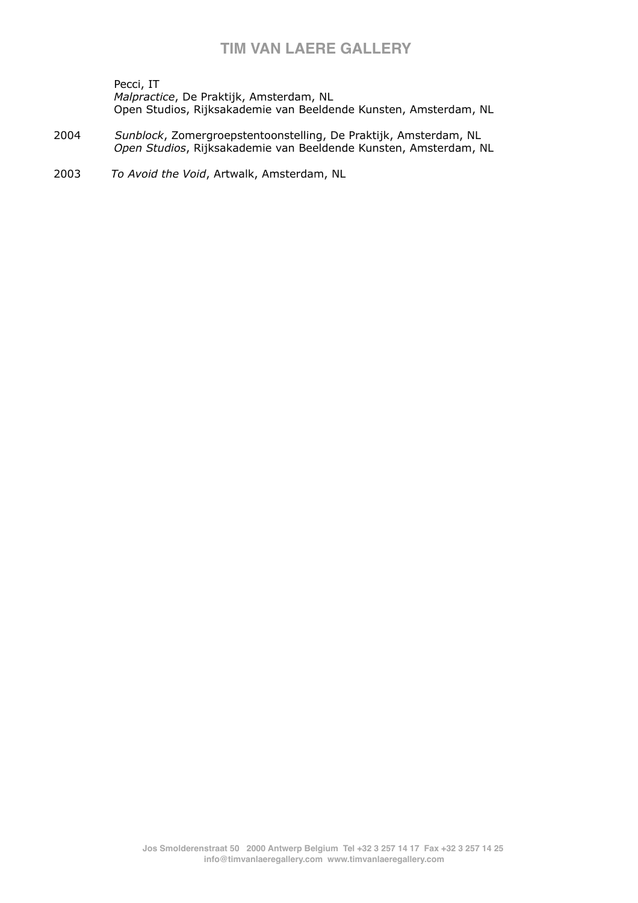Pecci, IT
*Malpractice*, De Praktijk, Amsterdam, NL
Open Studios, Rijksakademie van Beeldende Kunsten, Amsterdam, NL

2004 *Sunblock*, Zomergroepstentoonstelling, De Praktijk, Amsterdam, NL
*Open Studios*, Rijksakademie van Beeldende Kunsten, Amsterdam, NL

2003 *To Avoid the Void*, Artwalk, Amsterdam, NL